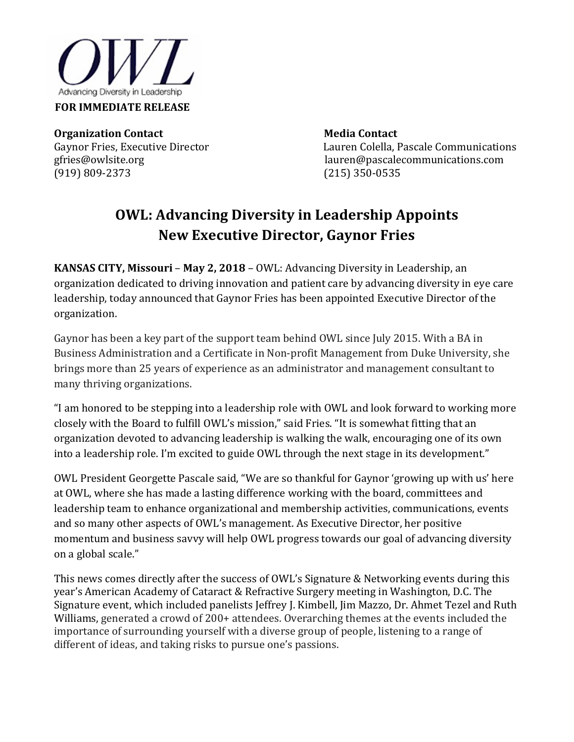OWL

Advancing Diversity in Leadership

**FOR IMMEDIATE RELEASE**

**Organization Contact**
Gaynor Fries, Executive Director
gfries@owlsite.org
(919) 809-2373

**Media Contact**
Lauren Colella, Pascale Communications
lauren@pascalecommunications.com
(215) 350-0535

# OWL: Advancing Diversity in Leadership Appoints New Executive Director, Gaynor Fries

**KANSAS CITY, Missouri** – **May 2, 2018** – OWL: Advancing Diversity in Leadership, an organization dedicated to driving innovation and patient care by advancing diversity in eye care leadership, today announced that Gaynor Fries has been appointed Executive Director of the organization.

Gaynor has been a key part of the support team behind OWL since July 2015. With a BA in Business Administration and a Certificate in Non-profit Management from Duke University, she brings more than 25 years of experience as an administrator and management consultant to many thriving organizations.

"I am honored to be stepping into a leadership role with OWL and look forward to working more closely with the Board to fulfill OWL's mission," said Fries. "It is somewhat fitting that an organization devoted to advancing leadership is walking the walk, encouraging one of its own into a leadership role. I'm excited to guide OWL through the next stage in its development."

OWL President Georgette Pascale said, "We are so thankful for Gaynor 'growing up with us' here at OWL, where she has made a lasting difference working with the board, committees and leadership team to enhance organizational and membership activities, communications, events and so many other aspects of OWL's management. As Executive Director, her positive momentum and business savvy will help OWL progress towards our goal of advancing diversity on a global scale."

This news comes directly after the success of OWL's Signature & Networking events during this year's American Academy of Cataract & Refractive Surgery meeting in Washington, D.C. The Signature event, which included panelists Jeffrey J. Kimbell, Jim Mazzo, Dr. Ahmet Tezel and Ruth Williams, generated a crowd of 200+ attendees. Overarching themes at the events included the importance of surrounding yourself with a diverse group of people, listening to a range of different of ideas, and taking risks to pursue one's passions.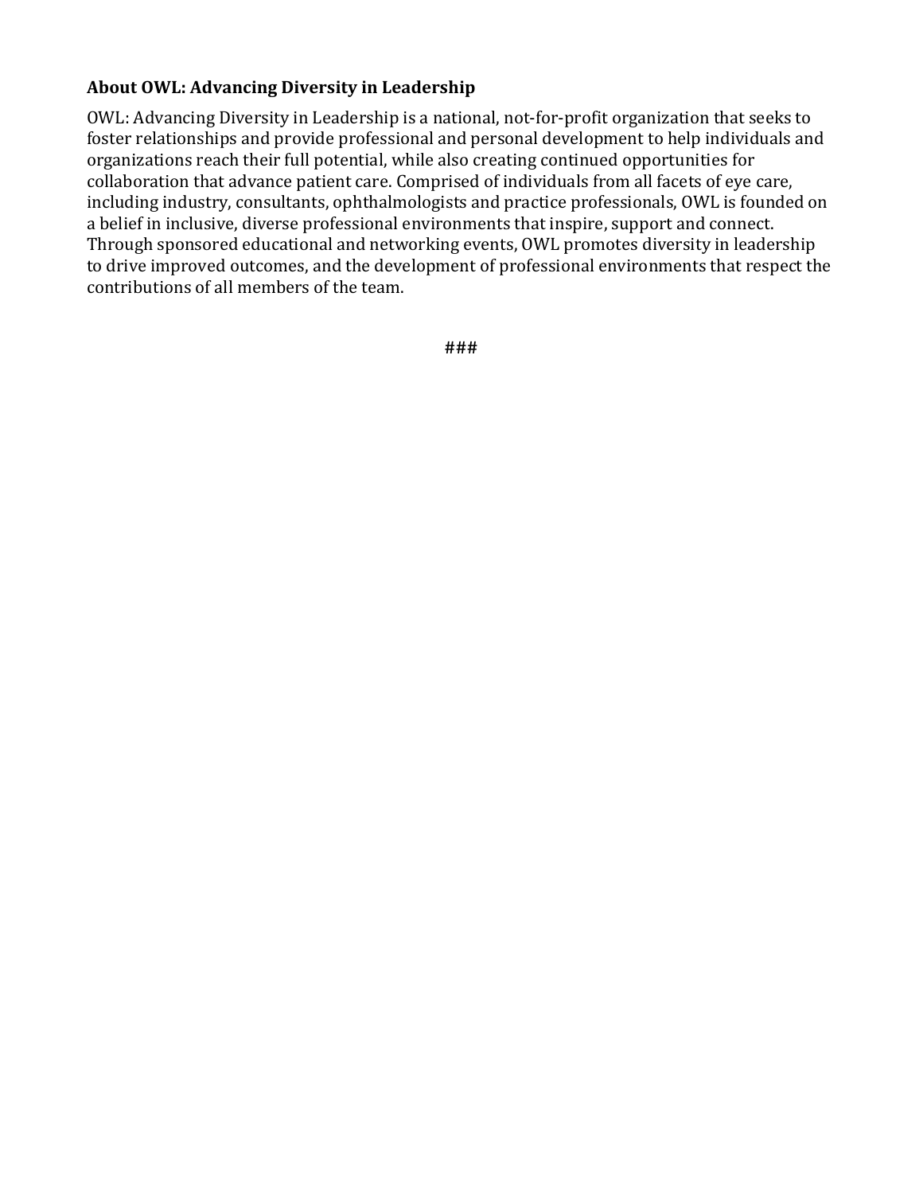**About OWL: Advancing Diversity in Leadership**

OWL: Advancing Diversity in Leadership is a national, not-for-profit organization that seeks to foster relationships and provide professional and personal development to help individuals and organizations reach their full potential, while also creating continued opportunities for collaboration that advance patient care. Comprised of individuals from all facets of eye care, including industry, consultants, ophthalmologists and practice professionals, OWL is founded on a belief in inclusive, diverse professional environments that inspire, support and connect. Through sponsored educational and networking events, OWL promotes diversity in leadership to drive improved outcomes, and the development of professional environments that respect the contributions of all members of the team.

###